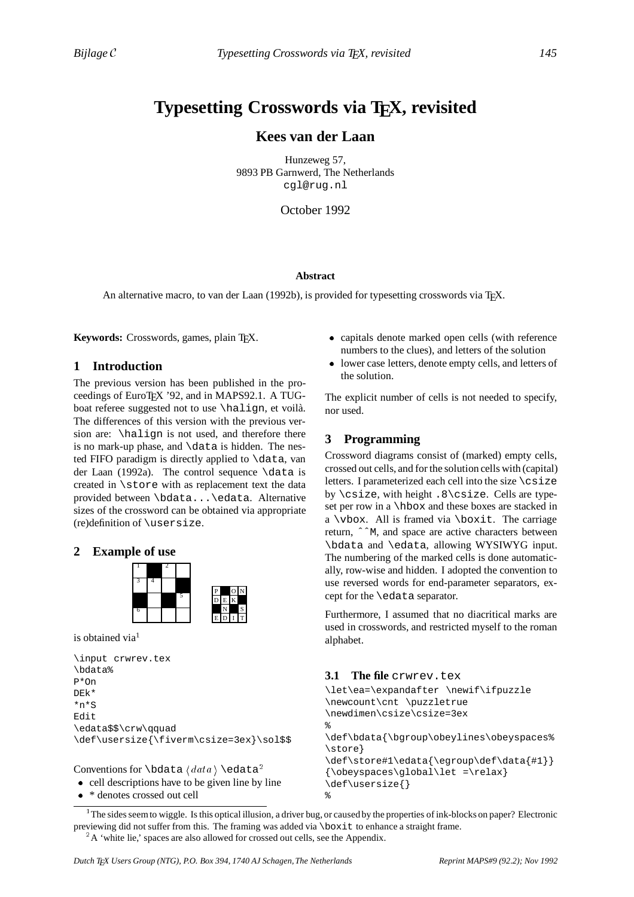# Typesetting Crosswords via TEX, revisited

## Kees van der Laan

Hunzeweg 57,
9893 PB Garnwerd, The Netherlands
cgl@rug.nl

October 1992

**Abstract**

An alternative macro, to van der Laan (1992b), is provided for typesetting crosswords via TEX.

**Keywords:** Crosswords, games, plain TEX.

## 1 Introduction

The previous version has been published in the proceedings of EuroTEX '92, and in MAPS92.1. A TUGboat referee suggested not to use `\halign`, et voilà. The differences of this version with the previous version are: `\halign` is not used, and therefore there is no mark-up phase, and `\data` is hidden. The nested FIFO paradigm is directly applied to `\data`, van der Laan (1992a). The control sequence `\data` is created in `\store` with as replacement text the data provided between `\bdata...\edata`. Alternative sizes of the crossword can be obtained via appropriate (re)definition of `\usersize`.

## 2 Example of use

| 1 | * | 2 | |
|---|---|---|---|
| 3 | 4 | | * |
| * | | * | 5 |
| 6 | | | |

| P | * | O | N |
|---|---|---|---|
| D | E | K | * |
| * | N | * | S |
| E | D | I | T |

is obtained via[1]

```
\input crwrev.tex
\bdata%
P*On
DEk*
*n*S
Edit
\edata$$\crw\qquad
\def\usersize{\fiverm\csize=3ex}\sol$$
```

Conventions for `\bdata` ⟨*data*⟩ `\edata`[2]

- cell descriptions have to be given line by line
- * denotes crossed out cell
- capitals denote marked open cells (with reference numbers to the clues), and letters of the solution
- lower case letters, denote empty cells, and letters of the solution.

The explicit number of cells is not needed to specify, nor used.

## 3 Programming

Crossword diagrams consist of (marked) empty cells, crossed out cells, and for the solution cells with (capital) letters. I parameterized each cell into the size `\csize` by `\csize`, with height `.8\csize`. Cells are typeset per row in a `\hbox` and these boxes are stacked in a `\vbox`. All is framed via `\boxit`. The carriage return, `^^M`, and space are active characters between `\bdata` and `\edata`, allowing WYSIWYG input. The numbering of the marked cells is done automatically, row-wise and hidden. I adopted the convention to use reversed words for end-parameter separators, except for the `\edata` separator.

Furthermore, I assumed that no diacritical marks are used in crosswords, and restricted myself to the roman alphabet.

### 3.1 The file crwrev.tex

```
\let\ea=\expandafter \newif\ifpuzzle
\newcount\cnt \puzzletrue
\newdimen\csize\csize=3ex
%
\def\bdata{\bgroup\obeylines\obeyspaces%
\store}
\def\store#1\edata{\egroup\def\data{#1}}
{\obeyspaces\global\let =\relax}
\def\usersize{}
%
```

[1] The sides seem to wiggle. Is this optical illusion, a driver bug, or caused by the properties of ink-blocks on paper? Electronic previewing did not suffer from this. The framing was added via `\boxit` to enhance a straight frame.

[2] A 'white lie,' spaces are also allowed for crossed out cells, see the Appendix.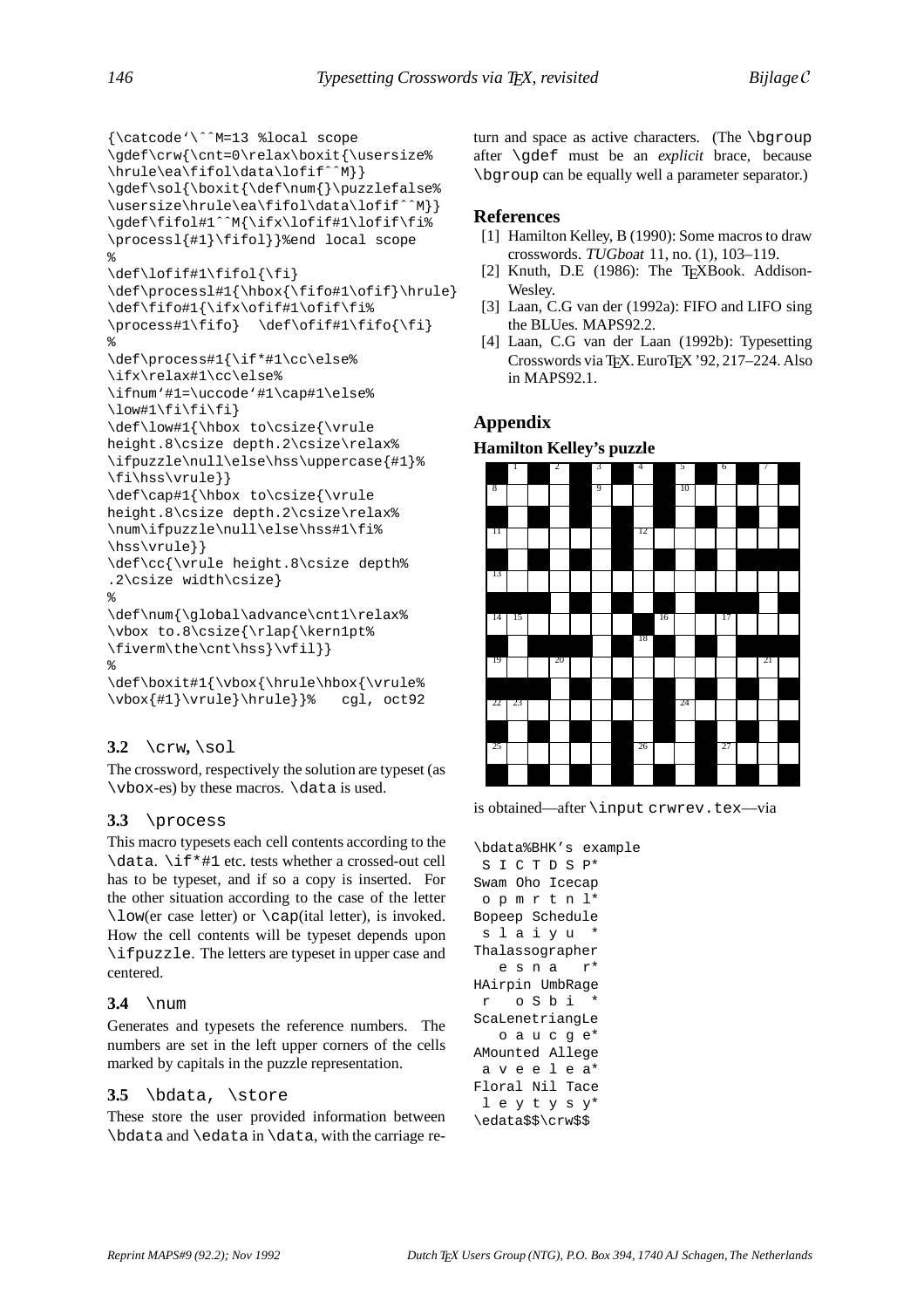```
{\catcode`\^^M=13 %local scope
\gdef\crw{\cnt=0\relax\boxit{\usersize%
\hrule\ea\fifol\data\lofif^^M}}
\gdef\sol{\boxit{\def\num{}\puzzlefalse%
\usersize\hrule\ea\fifol\data\lofif^^M}}
\gdef\fifol#1^^M{\ifx\lofif#1\lofif\fi%
\processl{#1}\fifol}}%end local scope
%
\def\lofif#1\fifol{\fi}
\def\processl#1{\hbox{\fifo#1\ofif}\hrule}
\def\fifo#1{\ifx\ofif#1\ofif\fi%
\process#1\fifo}  \def\ofif#1\fifo{\fi}
%
\def\process#1{\if*#1\cc\else%
\ifx\relax#1\cc\else%
\ifnum`#1=\uccode`#1\cap#1\else%
\low#1\fi\fi\fi}
\def\low#1{\hbox to\csize{\vrule
height.8\csize depth.2\csize\relax%
\ifpuzzle\null\else\hss\uppercase{#1}%
\fi\hss\vrule}}
\def\cap#1{\hbox to\csize{\vrule
height.8\csize depth.2\csize\relax%
\num\ifpuzzle\null\else\hss#1\fi%
\hss\vrule}}
\def\cc{\vrule height.8\csize depth%
.2\csize width\csize}
%
\def\num{\global\advance\cnt1\relax%
\vbox to.8\csize{\rlap{\kern1pt%
\fiverm\the\cnt\hss}\vfil}}
%
\def\boxit#1{\vbox{\hrule\hbox{\vrule%
\vbox{#1}\vrule}\hrule}}%   cgl, oct92
```

### 3.2 `\crw`, `\sol`

The crossword, respectively the solution are typeset (as `\vbox`-es) by these macros. `\data` is used.

### 3.3 `\process`

This macro typesets each cell contents according to the `\data`. `\if*#1` etc. tests whether a crossed-out cell has to be typeset, and if so a copy is inserted. For the other situation according to the case of the letter `\low`(er case letter) or `\cap`(ital letter), is invoked. How the cell contents will be typeset depends upon `\ifpuzzle`. The letters are typeset in upper case and centered.

### 3.4 `\num`

Generates and typesets the reference numbers. The numbers are set in the left upper corners of the cells marked by capitals in the puzzle representation.

### 3.5 `\bdata`, `\store`

These store the user provided information between `\bdata` and `\edata` in `\data`, with the carriage return and space as active characters. (The `\bgroup` after `\gdef` must be an *explicit* brace, because `\bgroup` can be equally well a parameter separator.)

## References

[1] Hamilton Kelley, B (1990): Some macros to draw crosswords. *TUGboat* 11, no. (1), 103–119.

[2] Knuth, D.E (1986): The TEXBook. Addison-Wesley.

[3] Laan, C.G van der (1992a): FIFO and LIFO sing the BLUes. MAPS92.2.

[4] Laan, C.G van der Laan (1992b): Typesetting Crosswords via TEX. EuroTEX '92, 217–224. Also in MAPS92.1.

## Appendix

### Hamilton Kelley's puzzle

1 2 3 4 5 6 7 8 9 10 11 12 13 14 15 16 17 18 19 20 21 22 23 24 25 26 27

is obtained—after `\input crwrev.tex`—via

```
\bdata%BHK's example
 S I C T D S P*
Swam Oho Icecap
 o p m r t n l*
Bopeep Schedule
 s l a i y u  *
Thalassographer
   e s n a   r*
HAirpin UmbRage
 r   o S b i  *
ScaLenetriangLe
   o a u c g e*
AMounted Allege
 a v e e l e a*
Floral Nil Tace
 l e y t y s y*
\edata$$\crw$$
```